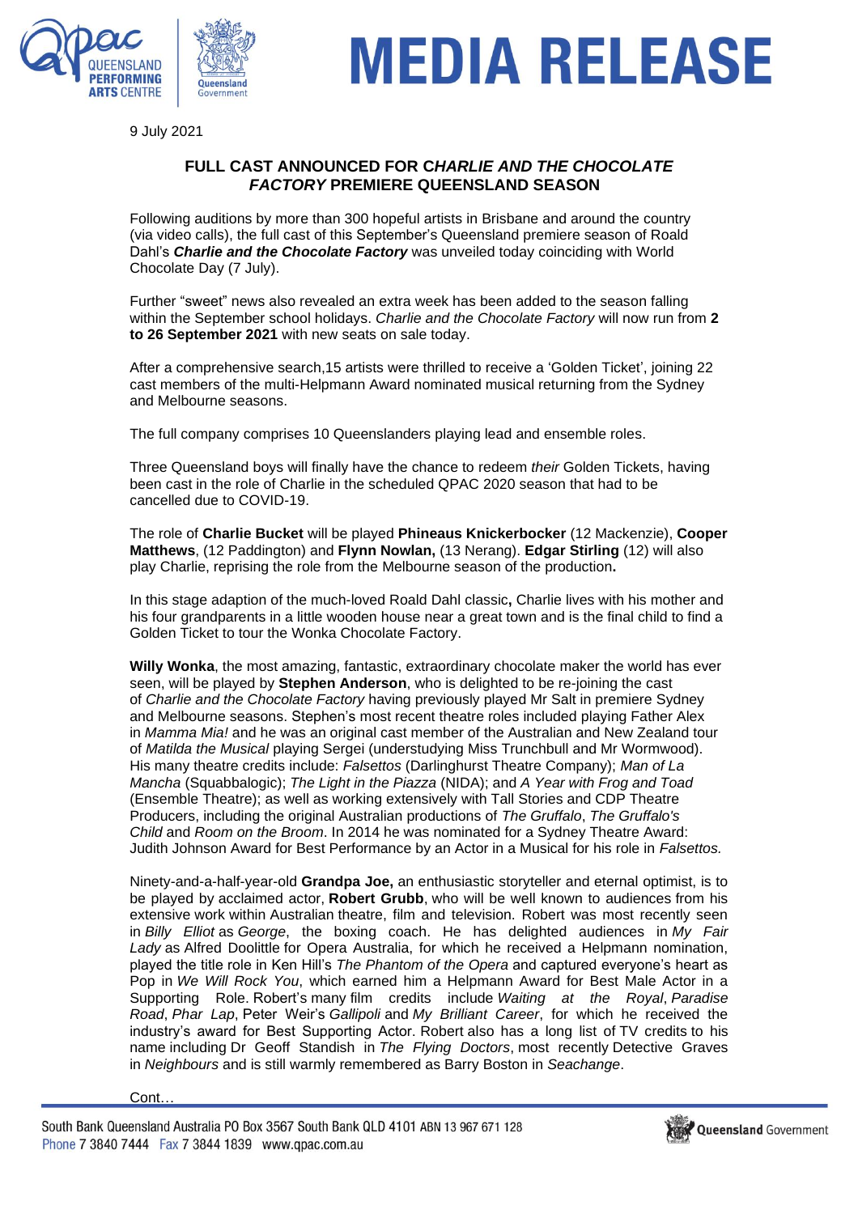# MEDIA RELEASE

9 July 2021

## FULL CAST ANNOUNCED FOR C*HARLIE AND THE CHOCOLATE FACTORY* PREMIERE QUEENSLAND SEASON

Following auditions by more than 300 hopeful artists in Brisbane and around the country (via video calls), the full cast of this September's Queensland premiere season of Roald Dahl's ***Charlie and the Chocolate Factory*** was unveiled today coinciding with World Chocolate Day (7 July).

Further "sweet" news also revealed an extra week has been added to the season falling within the September school holidays. *Charlie and the Chocolate Factory* will now run from **2 to 26 September 2021** with new seats on sale today.

After a comprehensive search,15 artists were thrilled to receive a 'Golden Ticket', joining 22 cast members of the multi-Helpmann Award nominated musical returning from the Sydney and Melbourne seasons.

The full company comprises 10 Queenslanders playing lead and ensemble roles.

Three Queensland boys will finally have the chance to redeem *their* Golden Tickets, having been cast in the role of Charlie in the scheduled QPAC 2020 season that had to be cancelled due to COVID-19.

The role of **Charlie Bucket** will be played **Phineaus Knickerbocker** (12 Mackenzie), **Cooper Matthews**, (12 Paddington) and **Flynn Nowlan,** (13 Nerang). **Edgar Stirling** (12) will also play Charlie, reprising the role from the Melbourne season of the production**.**

In this stage adaption of the much-loved Roald Dahl classic**,** Charlie lives with his mother and his four grandparents in a little wooden house near a great town and is the final child to find a Golden Ticket to tour the Wonka Chocolate Factory.

**Willy Wonka**, the most amazing, fantastic, extraordinary chocolate maker the world has ever seen, will be played by **Stephen Anderson**, who is delighted to be re-joining the cast of *Charlie and the Chocolate Factory* having previously played Mr Salt in premiere Sydney and Melbourne seasons. Stephen's most recent theatre roles included playing Father Alex in *Mamma Mia!* and he was an original cast member of the Australian and New Zealand tour of *Matilda the Musical* playing Sergei (understudying Miss Trunchbull and Mr Wormwood). His many theatre credits include: *Falsettos* (Darlinghurst Theatre Company); *Man of La Mancha* (Squabbalogic); *The Light in the Piazza* (NIDA); and *A Year with Frog and Toad* (Ensemble Theatre); as well as working extensively with Tall Stories and CDP Theatre Producers, including the original Australian productions of *The Gruffalo*, *The Gruffalo's Child* and *Room on the Broom*. In 2014 he was nominated for a Sydney Theatre Award: Judith Johnson Award for Best Performance by an Actor in a Musical for his role in *Falsettos.*

Ninety-and-a-half-year-old **Grandpa Joe,** an enthusiastic storyteller and eternal optimist, is to be played by acclaimed actor, **Robert Grubb**, who will be well known to audiences from his extensive work within Australian theatre, film and television. Robert was most recently seen in *Billy Elliot* as *George*, the boxing coach. He has delighted audiences in *My Fair Lady* as Alfred Doolittle for Opera Australia, for which he received a Helpmann nomination, played the title role in Ken Hill's *The Phantom of the Opera* and captured everyone's heart as Pop in *We Will Rock You*, which earned him a Helpmann Award for Best Male Actor in a Supporting Role. Robert's many film credits include *Waiting at the Royal*, *Paradise Road*, *Phar Lap*, Peter Weir's *Gallipoli* and *My Brilliant Career*, for which he received the industry's award for Best Supporting Actor. Robert also has a long list of TV credits to his name including Dr Geoff Standish in *The Flying Doctors*, most recently Detective Graves in *Neighbours* and is still warmly remembered as Barry Boston in *Seachange*.

Cont…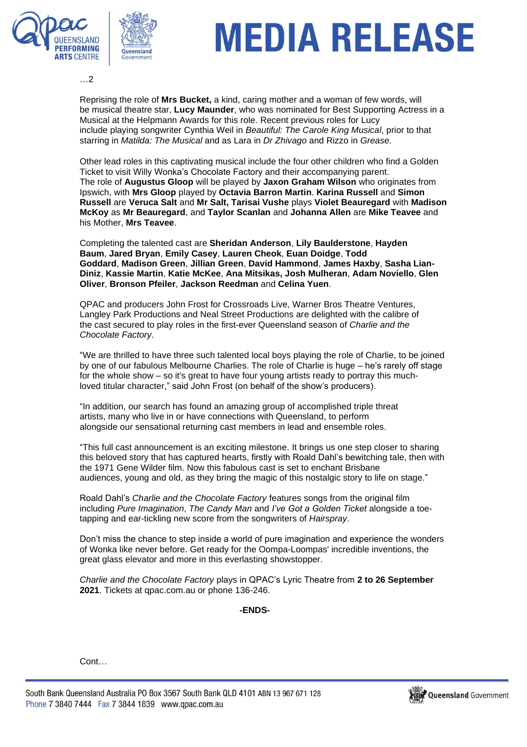…2

Reprising the role of **Mrs Bucket,** a kind, caring mother and a woman of few words, will be musical theatre star, **Lucy Maunder**, who was nominated for Best Supporting Actress in a Musical at the Helpmann Awards for this role. Recent previous roles for Lucy include playing songwriter Cynthia Weil in *Beautiful: The Carole King Musical*, prior to that starring in *Matilda: The Musical* and as Lara in *Dr Zhivago* and Rizzo in *Grease.*

Other lead roles in this captivating musical include the four other children who find a Golden Ticket to visit Willy Wonka's Chocolate Factory and their accompanying parent. The role of **Augustus Gloop** will be played by **Jaxon Graham Wilson** who originates from Ipswich, with **Mrs Gloop** played by **Octavia Barron Martin**. **Karina Russell** and **Simon Russell** are **Veruca Salt** and **Mr Salt, Tarisai Vushe** plays **Violet Beauregard** with **Madison McKoy** as **Mr Beauregard**, and **Taylor Scanlan** and **Johanna Allen** are **Mike Teavee** and his Mother, **Mrs Teavee**.

Completing the talented cast are **Sheridan Anderson**, **Lily Baulderstone**, **Hayden Baum**, **Jared Bryan**, **Emily Casey**, **Lauren Cheok**, **Euan Doidge**, **Todd Goddard**, **Madison Green**, **Jillian Green**, **David Hammond**, **James Haxby**, **Sasha Lian-Diniz**, **Kassie Martin**, **Katie McKee**, **Ana Mitsikas, Josh Mulheran**, **Adam Noviello**, **Glen Oliver**, **Bronson Pfeiler**, **Jackson Reedman** and **Celina Yuen**.

QPAC and producers John Frost for Crossroads Live, Warner Bros Theatre Ventures, Langley Park Productions and Neal Street Productions are delighted with the calibre of the cast secured to play roles in the first-ever Queensland season of *Charlie and the Chocolate Factory*.

"We are thrilled to have three such talented local boys playing the role of Charlie, to be joined by one of our fabulous Melbourne Charlies. The role of Charlie is huge – he's rarely off stage for the whole show – so it's great to have four young artists ready to portray this much-loved titular character," said John Frost (on behalf of the show's producers).

"In addition, our search has found an amazing group of accomplished triple threat artists, many who live in or have connections with Queensland, to perform alongside our sensational returning cast members in lead and ensemble roles.

"This full cast announcement is an exciting milestone. It brings us one step closer to sharing this beloved story that has captured hearts, firstly with Roald Dahl's bewitching tale, then with the 1971 Gene Wilder film. Now this fabulous cast is set to enchant Brisbane audiences, young and old, as they bring the magic of this nostalgic story to life on stage."

Roald Dahl's *Charlie and the Chocolate Factory* features songs from the original film including *Pure Imagination*, *The Candy Man* and *I've Got a Golden Ticket* alongside a toe-tapping and ear-tickling new score from the songwriters of *Hairspray*.

Don't miss the chance to step inside a world of pure imagination and experience the wonders of Wonka like never before. Get ready for the Oompa-Loompas' incredible inventions, the great glass elevator and more in this everlasting showstopper.

*Charlie and the Chocolate Factory* plays in QPAC's Lyric Theatre from **2 to 26 September 2021**. Tickets at qpac.com.au or phone 136-246.

**-ENDS-**

Cont…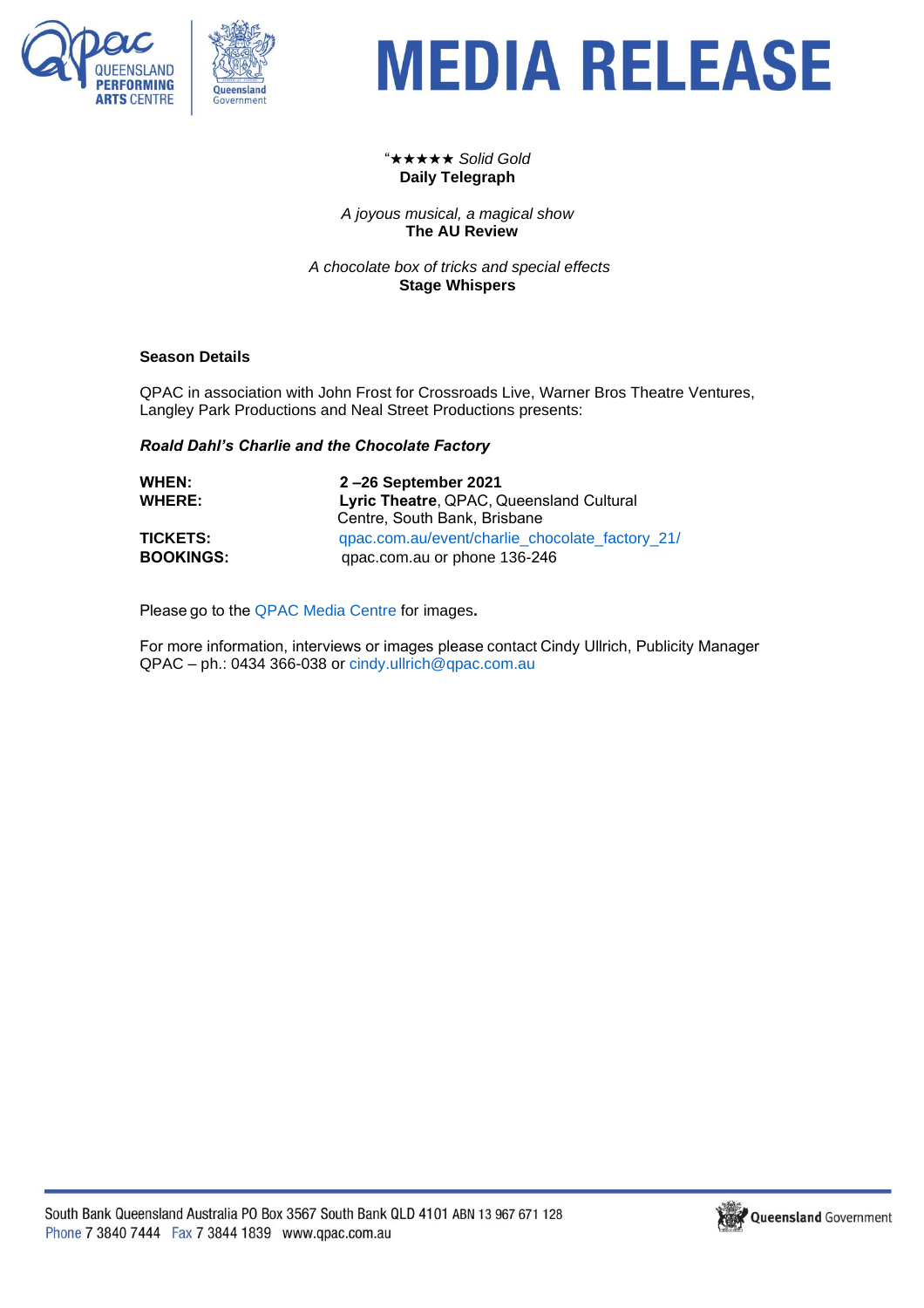# MEDIA RELEASE

"★★★★★ *Solid Gold*
**Daily Telegraph**

*A joyous musical, a magical show*
**The AU Review**

*A chocolate box of tricks and special effects*
**Stage Whispers**

**Season Details**

QPAC in association with John Frost for Crossroads Live, Warner Bros Theatre Ventures, Langley Park Productions and Neal Street Productions presents:

***Roald Dahl's Charlie and the Chocolate Factory***

| | |
|---|---|
| **WHEN:** | **2 –26 September 2021** |
| **WHERE:** | **Lyric Theatre**, QPAC, Queensland Cultural Centre, South Bank, Brisbane |
| **TICKETS:** | qpac.com.au/event/charlie_chocolate_factory_21/ |
| **BOOKINGS:** | qpac.com.au or phone 136-246 |

Please go to the QPAC Media Centre for images**.**

For more information, interviews or images please contact Cindy Ullrich, Publicity Manager QPAC – ph.: 0434 366-038 or cindy.ullrich@qpac.com.au

South Bank Queensland Australia PO Box 3567 South Bank QLD 4101 ABN 13 967 671 128
Phone 7 3840 7444 Fax 7 3844 1839 www.qpac.com.au